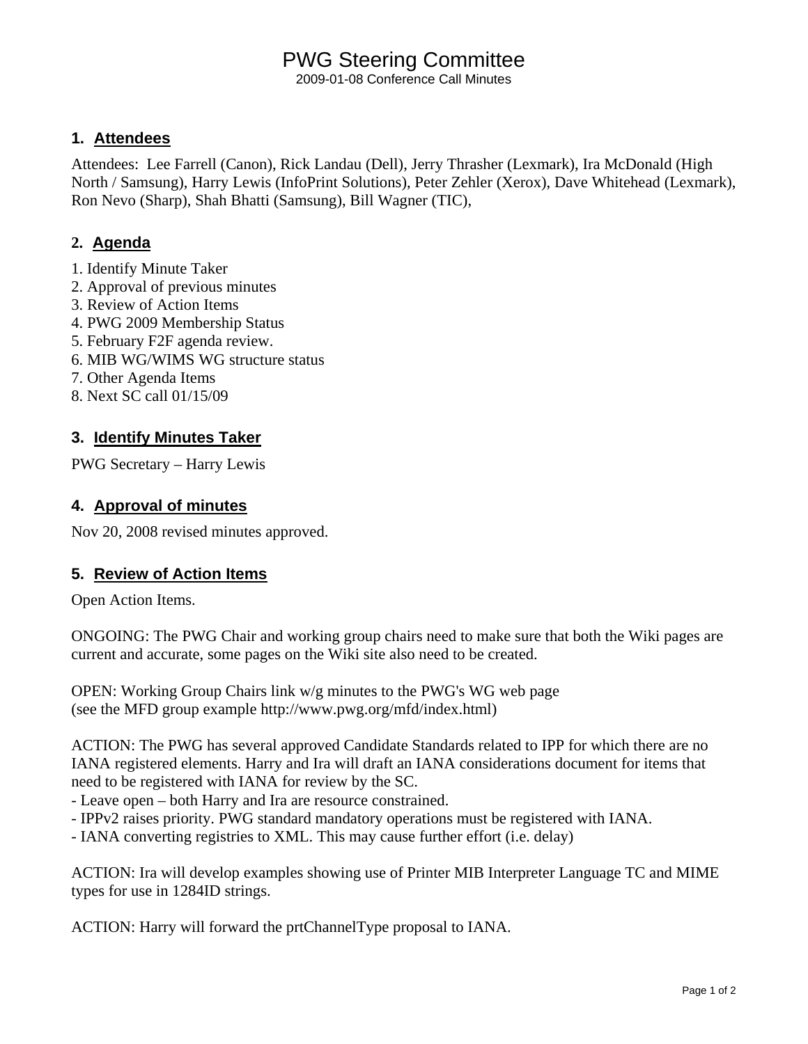# PWG Steering Committee

2009-01-08 Conference Call Minutes

## 1. Attendees

Attendees: Lee Farrell (Canon), Rick Landau (Dell), Jerry Thrasher (Lexmark), Ira McDonald (High North / Samsung), Harry Lewis (InfoPrint Solutions), Peter Zehler (Xerox), Dave Whitehead (Lexmark), Ron Nevo (Sharp), Shah Bhatti (Samsung), Bill Wagner (TIC),

## 2. Agenda

1. Identify Minute Taker
2. Approval of previous minutes
3. Review of Action Items
4. PWG 2009 Membership Status
5. February F2F agenda review.
6. MIB WG/WIMS WG structure status
7. Other Agenda Items
8. Next SC call 01/15/09

## 3. Identify Minutes Taker

PWG Secretary – Harry Lewis

## 4. Approval of minutes

Nov 20, 2008 revised minutes approved.

## 5. Review of Action Items

Open Action Items.

ONGOING: The PWG Chair and working group chairs need to make sure that both the Wiki pages are current and accurate, some pages on the Wiki site also need to be created.

OPEN: Working Group Chairs link w/g minutes to the PWG's WG web page
(see the MFD group example http://www.pwg.org/mfd/index.html)

ACTION: The PWG has several approved Candidate Standards related to IPP for which there are no IANA registered elements. Harry and Ira will draft an IANA considerations document for items that need to be registered with IANA for review by the SC.
- Leave open – both Harry and Ira are resource constrained.
- IPPv2 raises priority. PWG standard mandatory operations must be registered with IANA.
- IANA converting registries to XML. This may cause further effort (i.e. delay)

ACTION: Ira will develop examples showing use of Printer MIB Interpreter Language TC and MIME types for use in 1284ID strings.

ACTION: Harry will forward the prtChannelType proposal to IANA.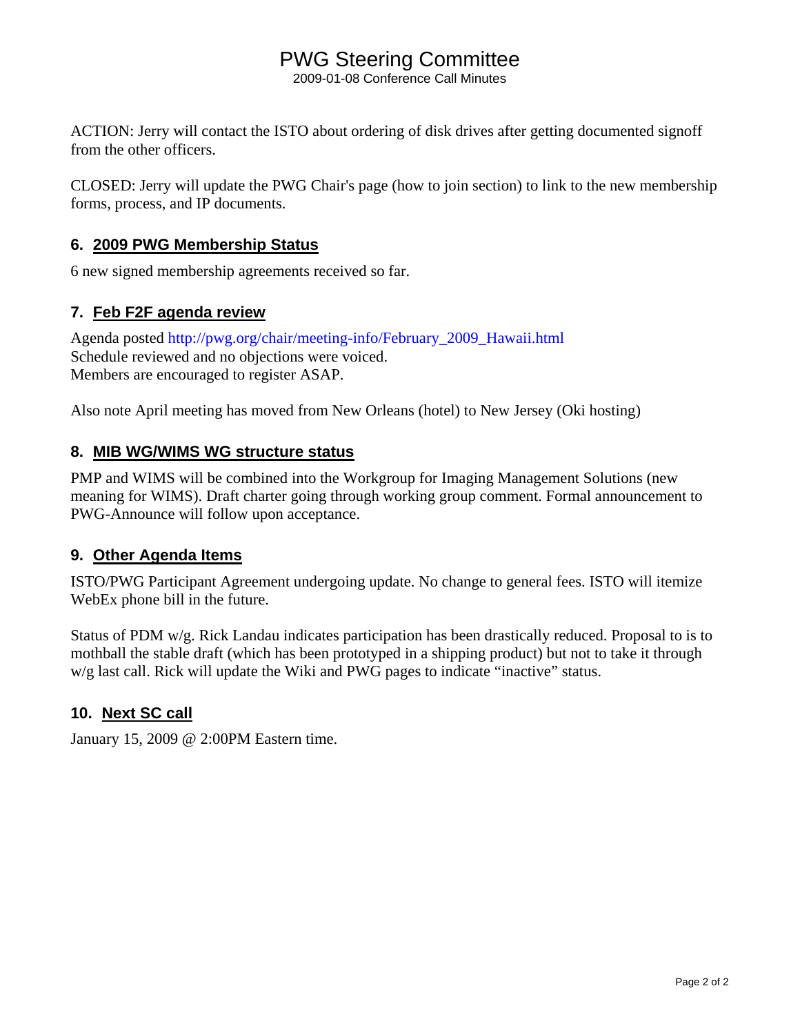ACTION: Jerry will contact the ISTO about ordering of disk drives after getting documented signoff from the other officers.

CLOSED: Jerry will update the PWG Chair's page (how to join section) to link to the new membership forms, process, and IP documents.

## 6. 2009 PWG Membership Status

6 new signed membership agreements received so far.

## 7. Feb F2F agenda review

Agenda posted http://pwg.org/chair/meeting-info/February_2009_Hawaii.html
Schedule reviewed and no objections were voiced.
Members are encouraged to register ASAP.

Also note April meeting has moved from New Orleans (hotel) to New Jersey (Oki hosting)

## 8. MIB WG/WIMS WG structure status

PMP and WIMS will be combined into the Workgroup for Imaging Management Solutions (new meaning for WIMS). Draft charter going through working group comment. Formal announcement to PWG-Announce will follow upon acceptance.

## 9. Other Agenda Items

ISTO/PWG Participant Agreement undergoing update. No change to general fees. ISTO will itemize WebEx phone bill in the future.

Status of PDM w/g. Rick Landau indicates participation has been drastically reduced. Proposal to is to mothball the stable draft (which has been prototyped in a shipping product) but not to take it through w/g last call. Rick will update the Wiki and PWG pages to indicate “inactive” status.

## 10. Next SC call

January 15, 2009 @ 2:00PM Eastern time.